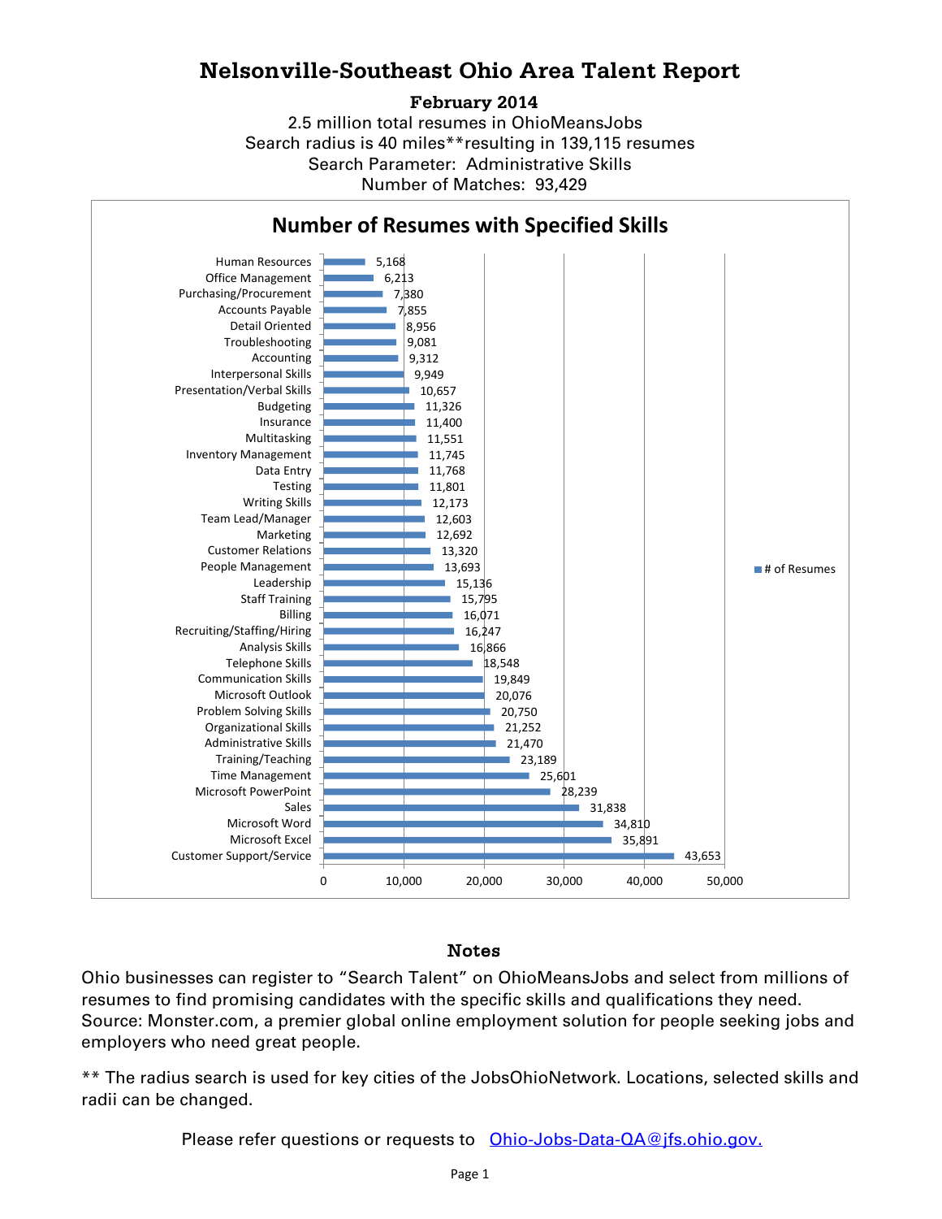# Nelsonville-Southeast Ohio Area Talent Report

**February 2014**

2.5 million total resumes in OhioMeansJobs
Search radius is 40 miles**resulting in 139,115 resumes
Search Parameter: Administrative Skills
Number of Matches: 93,429

## Number of Resumes with Specified Skills

| Skill | # of Resumes |
| --- | --- |
| Human Resources | 5,168 |
| Office Management | 6,213 |
| Purchasing/Procurement | 7,380 |
| Accounts Payable | 7,855 |
| Detail Oriented | 8,956 |
| Troubleshooting | 9,081 |
| Accounting | 9,312 |
| Interpersonal Skills | 9,949 |
| Presentation/Verbal Skills | 10,657 |
| Budgeting | 11,326 |
| Insurance | 11,400 |
| Multitasking | 11,551 |
| Inventory Management | 11,745 |
| Data Entry | 11,768 |
| Testing | 11,801 |
| Writing Skills | 12,173 |
| Team Lead/Manager | 12,603 |
| Marketing | 12,692 |
| Customer Relations | 13,320 |
| People Management | 13,693 |
| Leadership | 15,136 |
| Staff Training | 15,795 |
| Billing | 16,071 |
| Recruiting/Staffing/Hiring | 16,247 |
| Analysis Skills | 16,866 |
| Telephone Skills | 18,548 |
| Communication Skills | 19,849 |
| Microsoft Outlook | 20,076 |
| Problem Solving Skills | 20,750 |
| Organizational Skills | 21,252 |
| Administrative Skills | 21,470 |
| Training/Teaching | 23,189 |
| Time Management | 25,601 |
| Microsoft PowerPoint | 28,239 |
| Sales | 31,838 |
| Microsoft Word | 34,810 |
| Microsoft Excel | 35,891 |
| Customer Support/Service | 43,653 |

## Notes

Ohio businesses can register to "Search Talent" on OhioMeansJobs and select from millions of resumes to find promising candidates with the specific skills and qualifications they need. Source: Monster.com, a premier global online employment solution for people seeking jobs and employers who need great people.

** The radius search is used for key cities of the JobsOhioNetwork. Locations, selected skills and radii can be changed.

Please refer questions or requests to Ohio-Jobs-Data-QA@jfs.ohio.gov.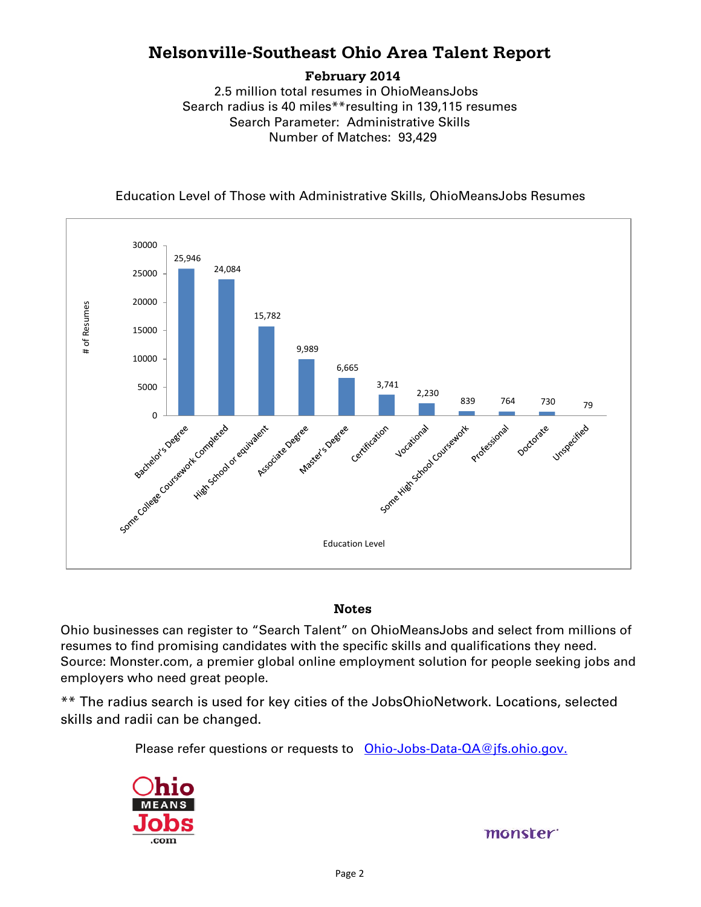# Nelsonville-Southeast Ohio Area Talent Report

**February 2014**

2.5 million total resumes in OhioMeansJobs
Search radius is 40 miles**resulting in 139,115 resumes
Search Parameter: Administrative Skills
Number of Matches: 93,429

Education Level of Those with Administrative Skills, OhioMeansJobs Resumes

# of Resumes

30000
25000
20000
15000
10000
5000
0

Bachelor's Degree 25,946
Some College Coursework Completed 24,084
High School or equivalent 15,782
Associate Degree 9,989
Master's Degree 6,665
Certification 3,741
Vocational 2,230
Some High School Coursework 839
Professional 764
Doctorate 730
Unspecified 79

Education Level

## Notes

Ohio businesses can register to "Search Talent" on OhioMeansJobs and select from millions of resumes to find promising candidates with the specific skills and qualifications they need. Source: Monster.com, a premier global online employment solution for people seeking jobs and employers who need great people.

** The radius search is used for key cities of the JobsOhioNetwork. Locations, selected skills and radii can be changed.

Please refer questions or requests to [Ohio-Jobs-Data-QA@jfs.ohio.gov.](mailto:Ohio-Jobs-Data-QA@jfs.ohio.gov)

Ohio MEANS Jobs .com

monster